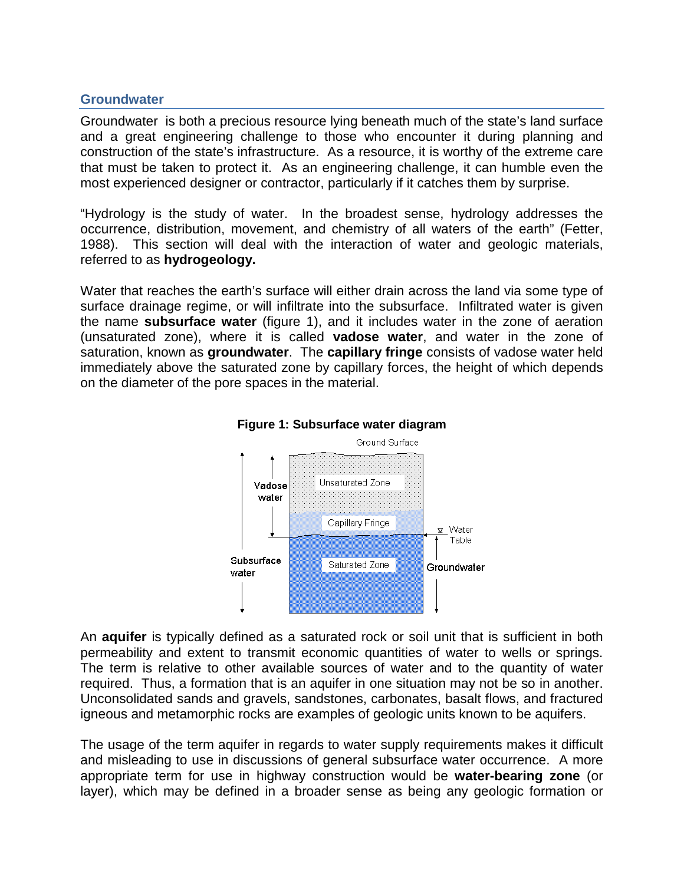## Groundwater

Groundwater is both a precious resource lying beneath much of the state's land surface and a great engineering challenge to those who encounter it during planning and construction of the state's infrastructure. As a resource, it is worthy of the extreme care that must be taken to protect it. As an engineering challenge, it can humble even the most experienced designer or contractor, particularly if it catches them by surprise.

"Hydrology is the study of water. In the broadest sense, hydrology addresses the occurrence, distribution, movement, and chemistry of all waters of the earth" (Fetter, 1988). This section will deal with the interaction of water and geologic materials, referred to as **hydrogeology.**

Water that reaches the earth's surface will either drain across the land via some type of surface drainage regime, or will infiltrate into the subsurface. Infiltrated water is given the name **subsurface water** (figure 1), and it includes water in the zone of aeration (unsaturated zone), where it is called **vadose water**, and water in the zone of saturation, known as **groundwater**. The **capillary fringe** consists of vadose water held immediately above the saturated zone by capillary forces, the height of which depends on the diameter of the pore spaces in the material.

**Figure 1: Subsurface water diagram**

An **aquifer** is typically defined as a saturated rock or soil unit that is sufficient in both permeability and extent to transmit economic quantities of water to wells or springs. The term is relative to other available sources of water and to the quantity of water required. Thus, a formation that is an aquifer in one situation may not be so in another. Unconsolidated sands and gravels, sandstones, carbonates, basalt flows, and fractured igneous and metamorphic rocks are examples of geologic units known to be aquifers.

The usage of the term aquifer in regards to water supply requirements makes it difficult and misleading to use in discussions of general subsurface water occurrence. A more appropriate term for use in highway construction would be **water-bearing zone** (or layer), which may be defined in a broader sense as being any geologic formation or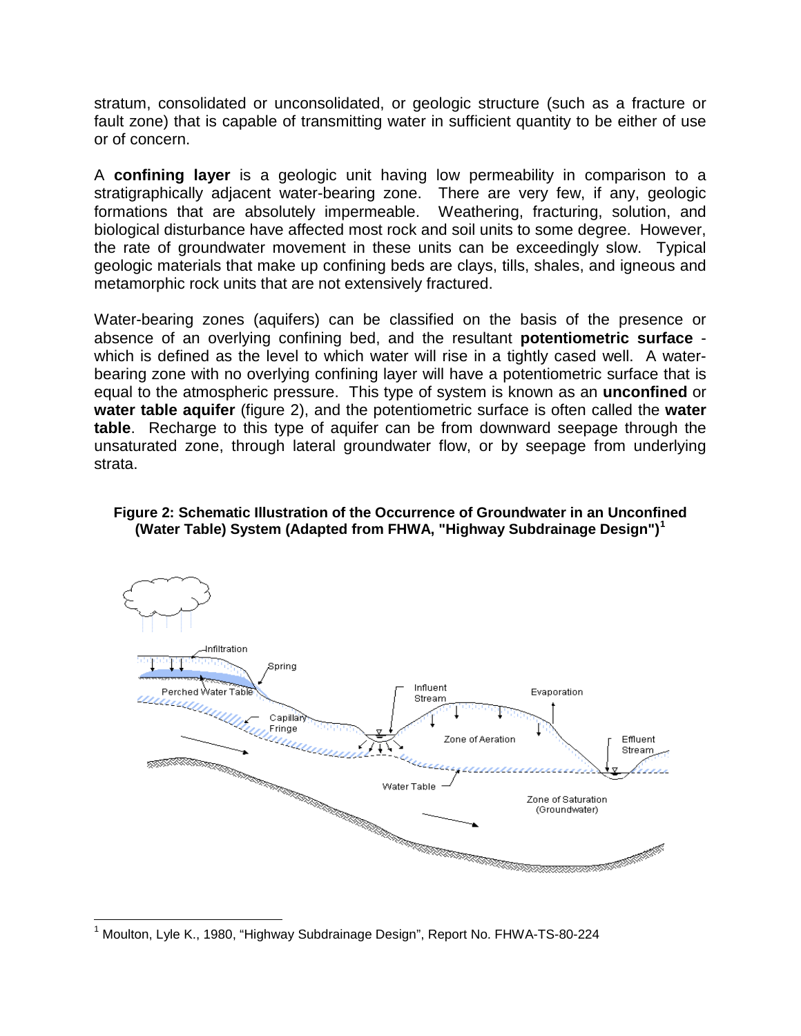stratum, consolidated or unconsolidated, or geologic structure (such as a fracture or fault zone) that is capable of transmitting water in sufficient quantity to be either of use or of concern.

A **confining layer** is a geologic unit having low permeability in comparison to a stratigraphically adjacent water-bearing zone. There are very few, if any, geologic formations that are absolutely impermeable. Weathering, fracturing, solution, and biological disturbance have affected most rock and soil units to some degree. However, the rate of groundwater movement in these units can be exceedingly slow. Typical geologic materials that make up confining beds are clays, tills, shales, and igneous and metamorphic rock units that are not extensively fractured.

Water-bearing zones (aquifers) can be classified on the basis of the presence or absence of an overlying confining bed, and the resultant **potentiometric surface** - which is defined as the level to which water will rise in a tightly cased well. A water-bearing zone with no overlying confining layer will have a potentiometric surface that is equal to the atmospheric pressure. This type of system is known as an **unconfined** or **water table aquifer** (figure 2), and the potentiometric surface is often called the **water table**. Recharge to this type of aquifer can be from downward seepage through the unsaturated zone, through lateral groundwater flow, or by seepage from underlying strata.

**Figure 2: Schematic Illustration of the Occurrence of Groundwater in an Unconfined (Water Table) System (Adapted from FHWA, "Highway Subdrainage Design")[1]**

[1] Moulton, Lyle K., 1980, "Highway Subdrainage Design", Report No. FHWA-TS-80-224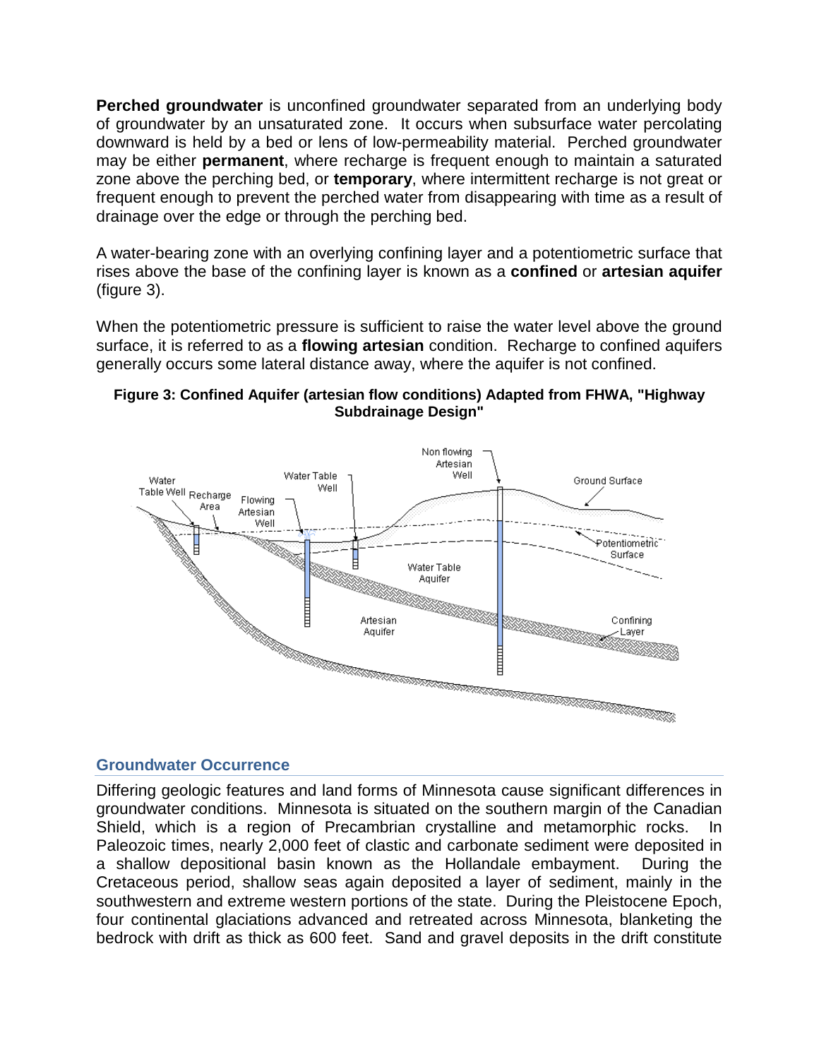**Perched groundwater** is unconfined groundwater separated from an underlying body of groundwater by an unsaturated zone. It occurs when subsurface water percolating downward is held by a bed or lens of low-permeability material. Perched groundwater may be either **permanent**, where recharge is frequent enough to maintain a saturated zone above the perching bed, or **temporary**, where intermittent recharge is not great or frequent enough to prevent the perched water from disappearing with time as a result of drainage over the edge or through the perching bed.

A water-bearing zone with an overlying confining layer and a potentiometric surface that rises above the base of the confining layer is known as a **confined** or **artesian aquifer** (figure 3).

When the potentiometric pressure is sufficient to raise the water level above the ground surface, it is referred to as a **flowing artesian** condition. Recharge to confined aquifers generally occurs some lateral distance away, where the aquifer is not confined.

**Figure 3: Confined Aquifer (artesian flow conditions) Adapted from FHWA, "Highway Subdrainage Design"**

## Groundwater Occurrence

Differing geologic features and land forms of Minnesota cause significant differences in groundwater conditions. Minnesota is situated on the southern margin of the Canadian Shield, which is a region of Precambrian crystalline and metamorphic rocks. In Paleozoic times, nearly 2,000 feet of clastic and carbonate sediment were deposited in a shallow depositional basin known as the Hollandale embayment. During the Cretaceous period, shallow seas again deposited a layer of sediment, mainly in the southwestern and extreme western portions of the state. During the Pleistocene Epoch, four continental glaciations advanced and retreated across Minnesota, blanketing the bedrock with drift as thick as 600 feet. Sand and gravel deposits in the drift constitute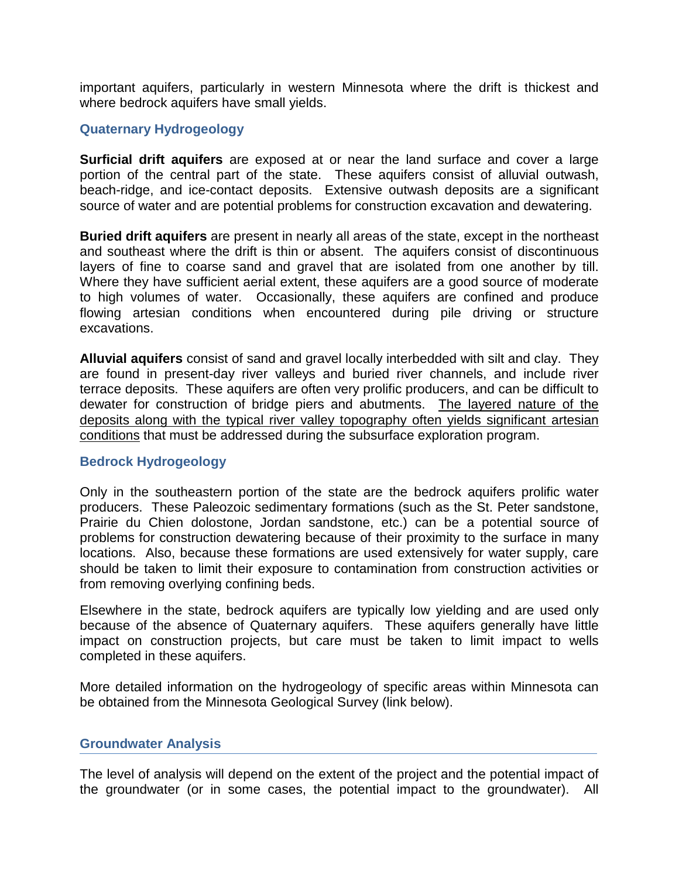important aquifers, particularly in western Minnesota where the drift is thickest and where bedrock aquifers have small yields.

### Quaternary Hydrogeology

**Surficial drift aquifers** are exposed at or near the land surface and cover a large portion of the central part of the state. These aquifers consist of alluvial outwash, beach-ridge, and ice-contact deposits. Extensive outwash deposits are a significant source of water and are potential problems for construction excavation and dewatering.

**Buried drift aquifers** are present in nearly all areas of the state, except in the northeast and southeast where the drift is thin or absent. The aquifers consist of discontinuous layers of fine to coarse sand and gravel that are isolated from one another by till. Where they have sufficient aerial extent, these aquifers are a good source of moderate to high volumes of water. Occasionally, these aquifers are confined and produce flowing artesian conditions when encountered during pile driving or structure excavations.

**Alluvial aquifers** consist of sand and gravel locally interbedded with silt and clay. They are found in present-day river valleys and buried river channels, and include river terrace deposits. These aquifers are often very prolific producers, and can be difficult to dewater for construction of bridge piers and abutments. <u>The layered nature of the deposits along with the typical river valley topography often yields significant artesian conditions</u> that must be addressed during the subsurface exploration program.

### Bedrock Hydrogeology

Only in the southeastern portion of the state are the bedrock aquifers prolific water producers. These Paleozoic sedimentary formations (such as the St. Peter sandstone, Prairie du Chien dolostone, Jordan sandstone, etc.) can be a potential source of problems for construction dewatering because of their proximity to the surface in many locations. Also, because these formations are used extensively for water supply, care should be taken to limit their exposure to contamination from construction activities or from removing overlying confining beds.

Elsewhere in the state, bedrock aquifers are typically low yielding and are used only because of the absence of Quaternary aquifers. These aquifers generally have little impact on construction projects, but care must be taken to limit impact to wells completed in these aquifers.

More detailed information on the hydrogeology of specific areas within Minnesota can be obtained from the Minnesota Geological Survey (link below).

## Groundwater Analysis

The level of analysis will depend on the extent of the project and the potential impact of the groundwater (or in some cases, the potential impact to the groundwater). All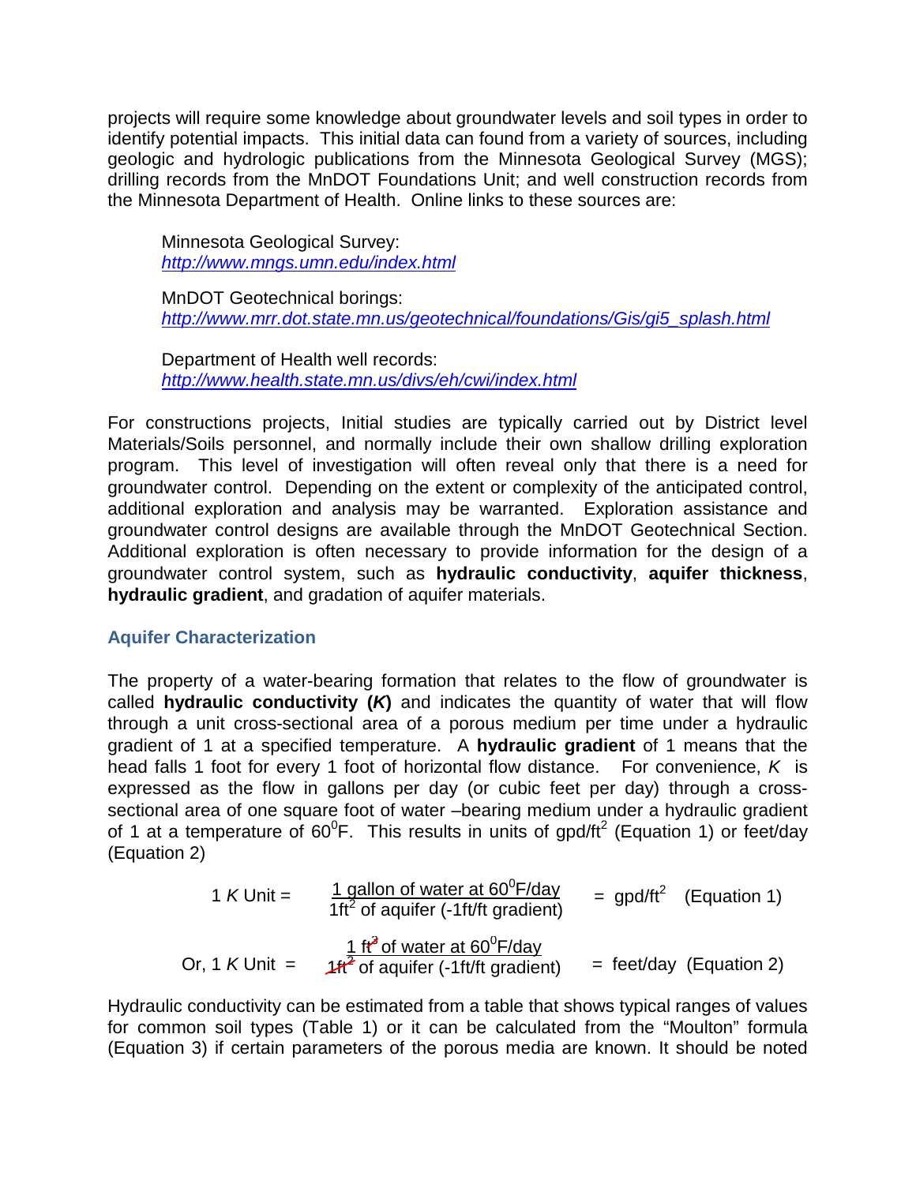projects will require some knowledge about groundwater levels and soil types in order to identify potential impacts. This initial data can found from a variety of sources, including geologic and hydrologic publications from the Minnesota Geological Survey (MGS); drilling records from the MnDOT Foundations Unit; and well construction records from the Minnesota Department of Health. Online links to these sources are:

> Minnesota Geological Survey:
> *http://www.mngs.umn.edu/index.html*
>
> MnDOT Geotechnical borings:
> *http://www.mrr.dot.state.mn.us/geotechnical/foundations/Gis/gi5_splash.html*
>
> Department of Health well records:
> *http://www.health.state.mn.us/divs/eh/cwi/index.html*

For constructions projects, Initial studies are typically carried out by District level Materials/Soils personnel, and normally include their own shallow drilling exploration program. This level of investigation will often reveal only that there is a need for groundwater control. Depending on the extent or complexity of the anticipated control, additional exploration and analysis may be warranted. Exploration assistance and groundwater control designs are available through the MnDOT Geotechnical Section. Additional exploration is often necessary to provide information for the design of a groundwater control system, such as **hydraulic conductivity**, **aquifer thickness**, **hydraulic gradient**, and gradation of aquifer materials.

## Aquifer Characterization

The property of a water-bearing formation that relates to the flow of groundwater is called **hydraulic conductivity (*K*)** and indicates the quantity of water that will flow through a unit cross-sectional area of a porous medium per time under a hydraulic gradient of 1 at a specified temperature. A **hydraulic gradient** of 1 means that the head falls 1 foot for every 1 foot of horizontal flow distance. For convenience, $K$ is expressed as the flow in gallons per day (or cubic feet per day) through a cross-sectional area of one square foot of water –bearing medium under a hydraulic gradient of 1 at a temperature of $60^0$F. This results in units of gpd/ft$^2$ (Equation 1) or feet/day (Equation 2)

$$1\ K\ \text{Unit} = \frac{1\ \text{gallon of water at } 60^0\text{F/day}}{1\text{ft}^2 \text{ of aquifer (-1ft/ft gradient)}} = \text{gpd/ft}^2 \quad \text{(Equation 1)}$$

$$\text{Or, } 1\ K\ \text{Unit} = \frac{1\ \text{ft}^3 \text{ of water at } 60^0\text{F/day}}{1\text{ft}^2 \text{ of aquifer (-1ft/ft gradient)}} = \text{feet/day} \quad \text{(Equation 2)}$$

Hydraulic conductivity can be estimated from a table that shows typical ranges of values for common soil types (Table 1) or it can be calculated from the "Moulton" formula (Equation 3) if certain parameters of the porous media are known. It should be noted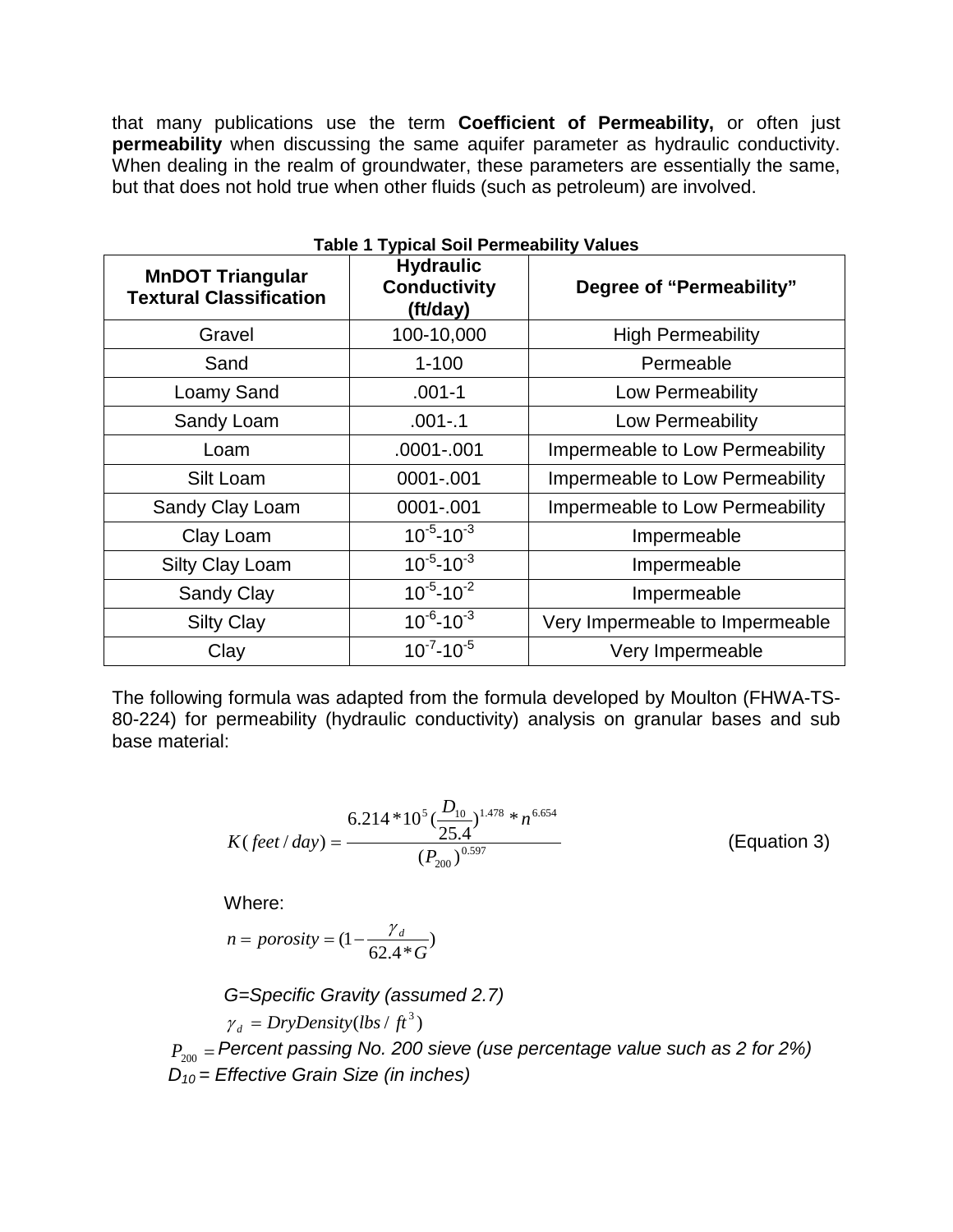that many publications use the term **Coefficient of Permeability,** or often just **permeability** when discussing the same aquifer parameter as hydraulic conductivity. When dealing in the realm of groundwater, these parameters are essentially the same, but that does not hold true when other fluids (such as petroleum) are involved.

**Table 1 Typical Soil Permeability Values**

| MnDOT Triangular Textural Classification | Hydraulic Conductivity (ft/day) | Degree of "Permeability" |
|---|---|---|
| Gravel | 100-10,000 | High Permeability |
| Sand | 1-100 | Permeable |
| Loamy Sand | .001-1 | Low Permeability |
| Sandy Loam | .001-.1 | Low Permeability |
| Loam | .0001-.001 | Impermeable to Low Permeability |
| Silt Loam | 0001-.001 | Impermeable to Low Permeability |
| Sandy Clay Loam | 0001-.001 | Impermeable to Low Permeability |
| Clay Loam | $10^{-5}$-$10^{-3}$ | Impermeable |
| Silty Clay Loam | $10^{-5}$-$10^{-3}$ | Impermeable |
| Sandy Clay | $10^{-5}$-$10^{-2}$ | Impermeable |
| Silty Clay | $10^{-6}$-$10^{-3}$ | Very Impermeable to Impermeable |
| Clay | $10^{-7}$-$10^{-5}$ | Very Impermeable |

The following formula was adapted from the formula developed by Moulton (FHWA-TS-80-224) for permeability (hydraulic conductivity) analysis on granular bases and sub base material:

$$K(feet/day) = \frac{6.214*10^5 (\frac{D_{10}}{25.4})^{1.478} * n^{6.654}}{(P_{200})^{0.597}} \qquad \text{(Equation 3)}$$

Where:

$$n = porosity = (1 - \frac{\gamma_d}{62.4*G})$$

*G=Specific Gravity (assumed 2.7)*

$\gamma_d = DryDensity(lbs/ft^3)$

$P_{200}$ = *Percent passing No. 200 sieve (use percentage value such as 2 for 2%)*

$D_{10}$ = *Effective Grain Size (in inches)*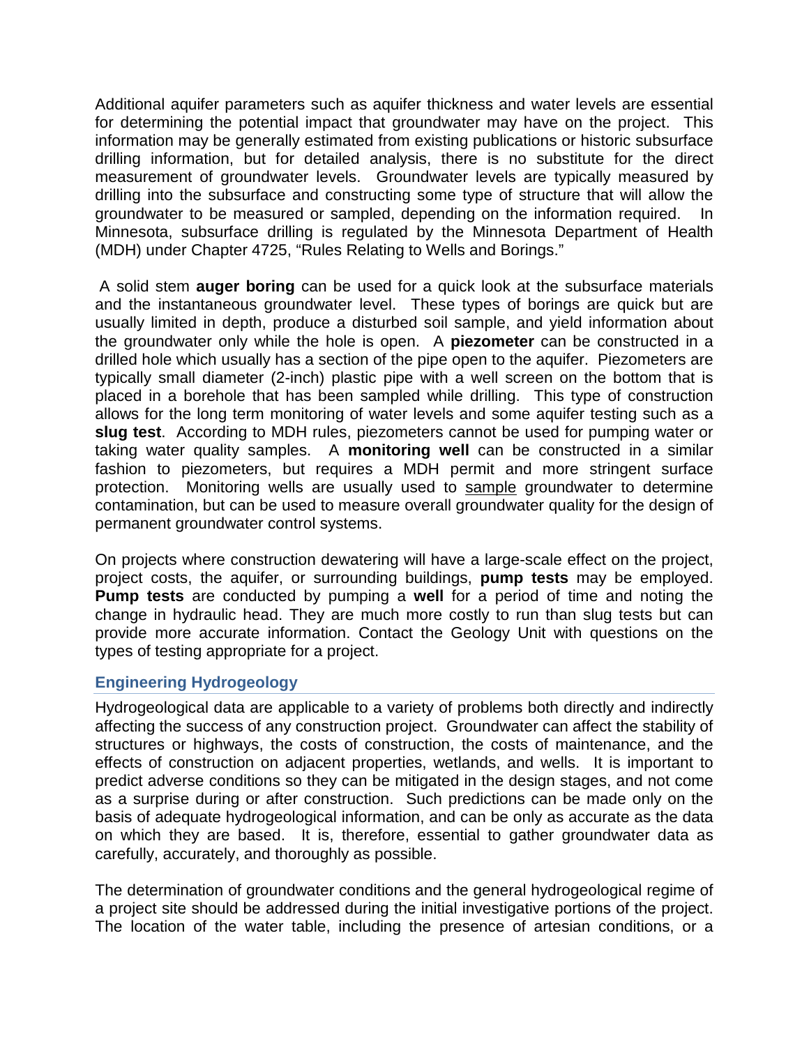Additional aquifer parameters such as aquifer thickness and water levels are essential for determining the potential impact that groundwater may have on the project. This information may be generally estimated from existing publications or historic subsurface drilling information, but for detailed analysis, there is no substitute for the direct measurement of groundwater levels. Groundwater levels are typically measured by drilling into the subsurface and constructing some type of structure that will allow the groundwater to be measured or sampled, depending on the information required. In Minnesota, subsurface drilling is regulated by the Minnesota Department of Health (MDH) under Chapter 4725, "Rules Relating to Wells and Borings."

A solid stem **auger boring** can be used for a quick look at the subsurface materials and the instantaneous groundwater level. These types of borings are quick but are usually limited in depth, produce a disturbed soil sample, and yield information about the groundwater only while the hole is open. A **piezometer** can be constructed in a drilled hole which usually has a section of the pipe open to the aquifer. Piezometers are typically small diameter (2-inch) plastic pipe with a well screen on the bottom that is placed in a borehole that has been sampled while drilling. This type of construction allows for the long term monitoring of water levels and some aquifer testing such as a **slug test**. According to MDH rules, piezometers cannot be used for pumping water or taking water quality samples. A **monitoring well** can be constructed in a similar fashion to piezometers, but requires a MDH permit and more stringent surface protection. Monitoring wells are usually used to sample groundwater to determine contamination, but can be used to measure overall groundwater quality for the design of permanent groundwater control systems.

On projects where construction dewatering will have a large-scale effect on the project, project costs, the aquifer, or surrounding buildings, **pump tests** may be employed. **Pump tests** are conducted by pumping a **well** for a period of time and noting the change in hydraulic head. They are much more costly to run than slug tests but can provide more accurate information. Contact the Geology Unit with questions on the types of testing appropriate for a project.

## Engineering Hydrogeology

Hydrogeological data are applicable to a variety of problems both directly and indirectly affecting the success of any construction project. Groundwater can affect the stability of structures or highways, the costs of construction, the costs of maintenance, and the effects of construction on adjacent properties, wetlands, and wells. It is important to predict adverse conditions so they can be mitigated in the design stages, and not come as a surprise during or after construction. Such predictions can be made only on the basis of adequate hydrogeological information, and can be only as accurate as the data on which they are based. It is, therefore, essential to gather groundwater data as carefully, accurately, and thoroughly as possible.

The determination of groundwater conditions and the general hydrogeological regime of a project site should be addressed during the initial investigative portions of the project. The location of the water table, including the presence of artesian conditions, or a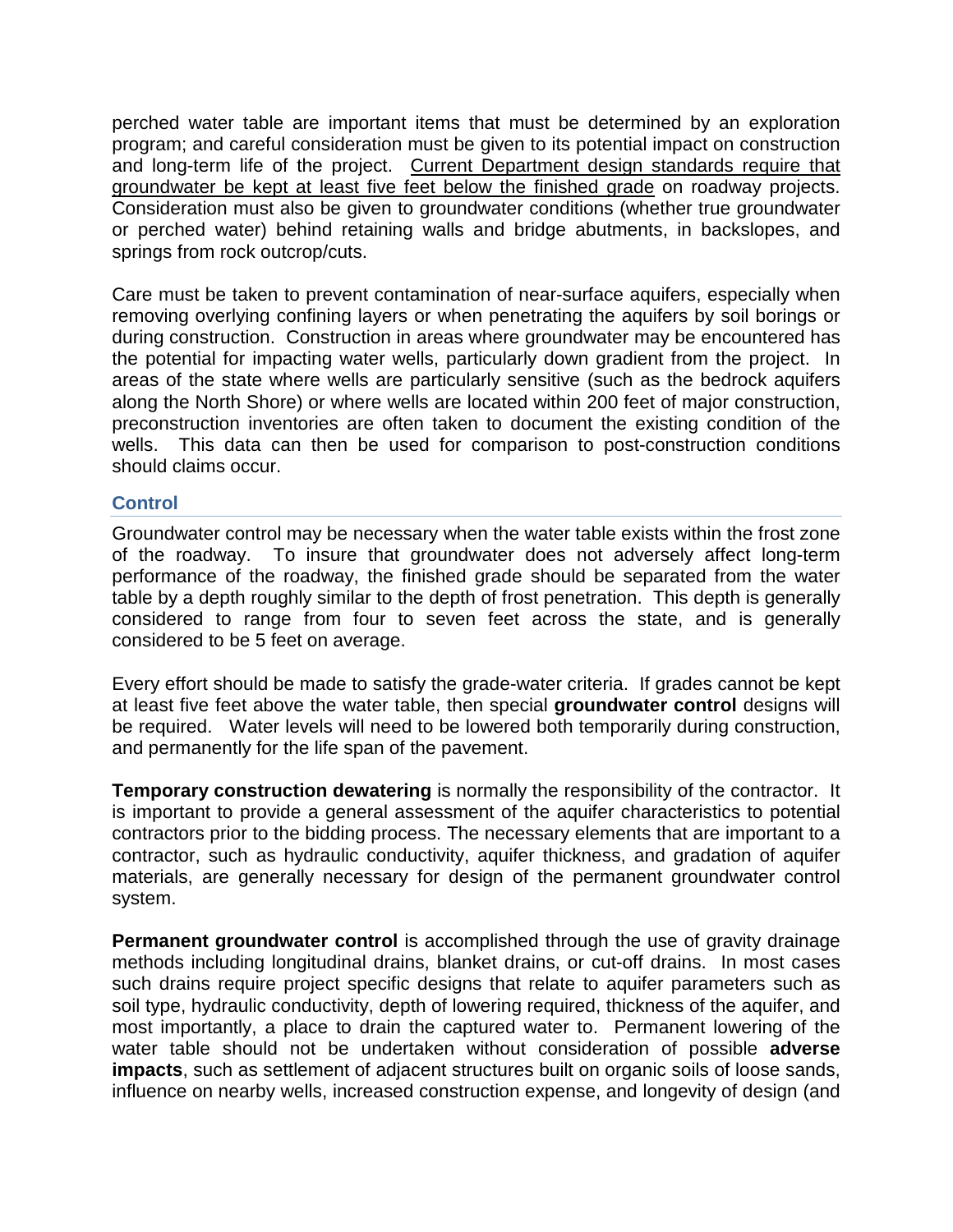perched water table are important items that must be determined by an exploration program; and careful consideration must be given to its potential impact on construction and long-term life of the project. Current Department design standards require that groundwater be kept at least five feet below the finished grade on roadway projects. Consideration must also be given to groundwater conditions (whether true groundwater or perched water) behind retaining walls and bridge abutments, in backslopes, and springs from rock outcrop/cuts.

Care must be taken to prevent contamination of near-surface aquifers, especially when removing overlying confining layers or when penetrating the aquifers by soil borings or during construction. Construction in areas where groundwater may be encountered has the potential for impacting water wells, particularly down gradient from the project. In areas of the state where wells are particularly sensitive (such as the bedrock aquifers along the North Shore) or where wells are located within 200 feet of major construction, preconstruction inventories are often taken to document the existing condition of the wells. This data can then be used for comparison to post-construction conditions should claims occur.

### Control

Groundwater control may be necessary when the water table exists within the frost zone of the roadway. To insure that groundwater does not adversely affect long-term performance of the roadway, the finished grade should be separated from the water table by a depth roughly similar to the depth of frost penetration. This depth is generally considered to range from four to seven feet across the state, and is generally considered to be 5 feet on average.

Every effort should be made to satisfy the grade-water criteria. If grades cannot be kept at least five feet above the water table, then special **groundwater control** designs will be required. Water levels will need to be lowered both temporarily during construction, and permanently for the life span of the pavement.

**Temporary construction dewatering** is normally the responsibility of the contractor. It is important to provide a general assessment of the aquifer characteristics to potential contractors prior to the bidding process. The necessary elements that are important to a contractor, such as hydraulic conductivity, aquifer thickness, and gradation of aquifer materials, are generally necessary for design of the permanent groundwater control system.

**Permanent groundwater control** is accomplished through the use of gravity drainage methods including longitudinal drains, blanket drains, or cut-off drains. In most cases such drains require project specific designs that relate to aquifer parameters such as soil type, hydraulic conductivity, depth of lowering required, thickness of the aquifer, and most importantly, a place to drain the captured water to. Permanent lowering of the water table should not be undertaken without consideration of possible **adverse impacts**, such as settlement of adjacent structures built on organic soils of loose sands, influence on nearby wells, increased construction expense, and longevity of design (and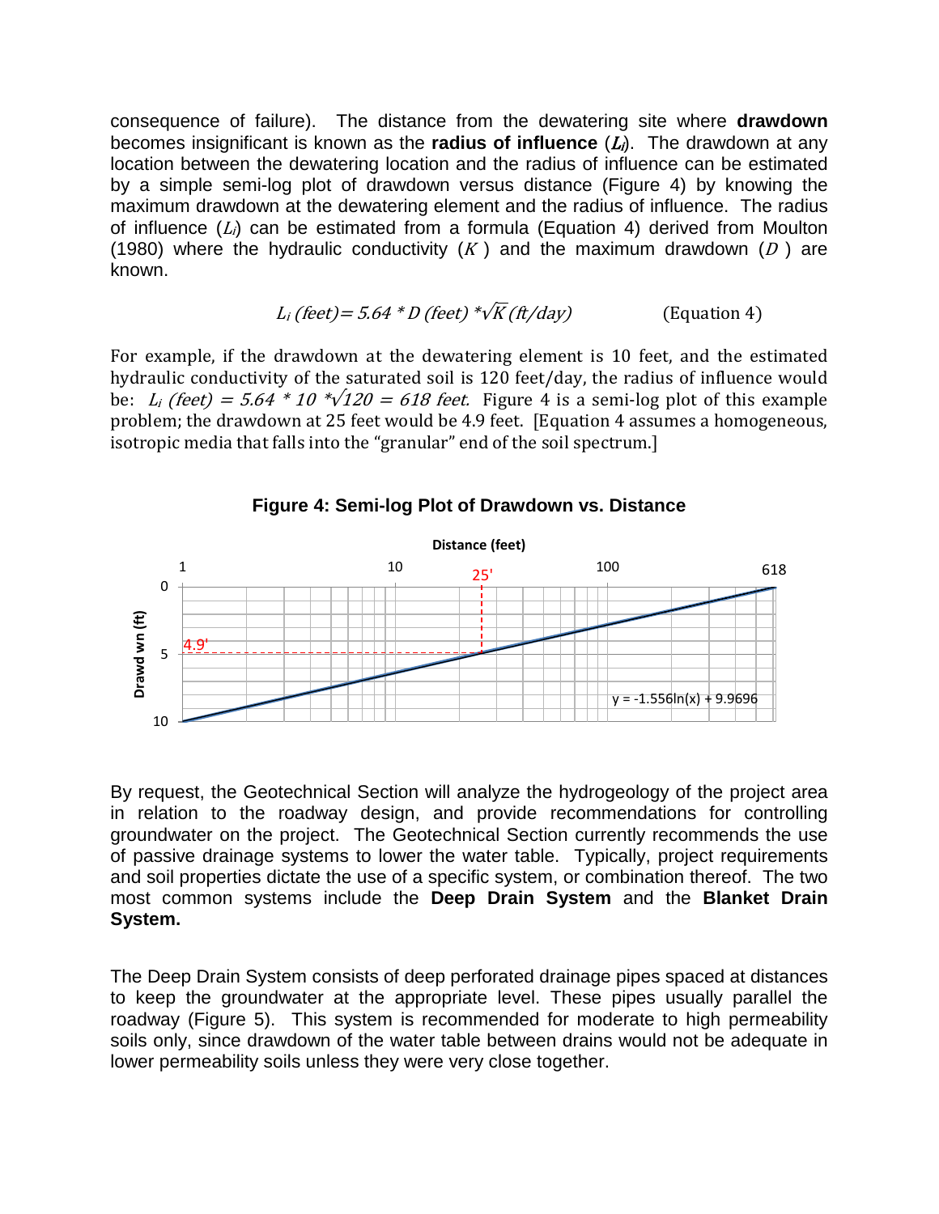consequence of failure). The distance from the dewatering site where **drawdown** becomes insignificant is known as the **radius of influence** ($L_i$). The drawdown at any location between the dewatering location and the radius of influence can be estimated by a simple semi-log plot of drawdown versus distance (Figure 4) by knowing the maximum drawdown at the dewatering element and the radius of influence. The radius of influence ($L_i$) can be estimated from a formula (Equation 4) derived from Moulton (1980) where the hydraulic conductivity ($K$) and the maximum drawdown ($D$) are known.

$$L_i\ (feet) = 5.64 * D\ (feet) * \sqrt{K}\ (ft/day) \qquad \text{(Equation 4)}$$

For example, if the drawdown at the dewatering element is 10 feet, and the estimated hydraulic conductivity of the saturated soil is 120 feet/day, the radius of influence would be: $L_i\ (feet) = 5.64 * 10 * \sqrt{120} = 618\ feet.$ Figure 4 is a semi-log plot of this example problem; the drawdown at 25 feet would be 4.9 feet. [Equation 4 assumes a homogeneous, isotropic media that falls into the "granular" end of the soil spectrum.]

**Figure 4: Semi-log Plot of Drawdown vs. Distance**

By request, the Geotechnical Section will analyze the hydrogeology of the project area in relation to the roadway design, and provide recommendations for controlling groundwater on the project. The Geotechnical Section currently recommends the use of passive drainage systems to lower the water table. Typically, project requirements and soil properties dictate the use of a specific system, or combination thereof. The two most common systems include the **Deep Drain System** and the **Blanket Drain System.**

The Deep Drain System consists of deep perforated drainage pipes spaced at distances to keep the groundwater at the appropriate level. These pipes usually parallel the roadway (Figure 5). This system is recommended for moderate to high permeability soils only, since drawdown of the water table between drains would not be adequate in lower permeability soils unless they were very close together.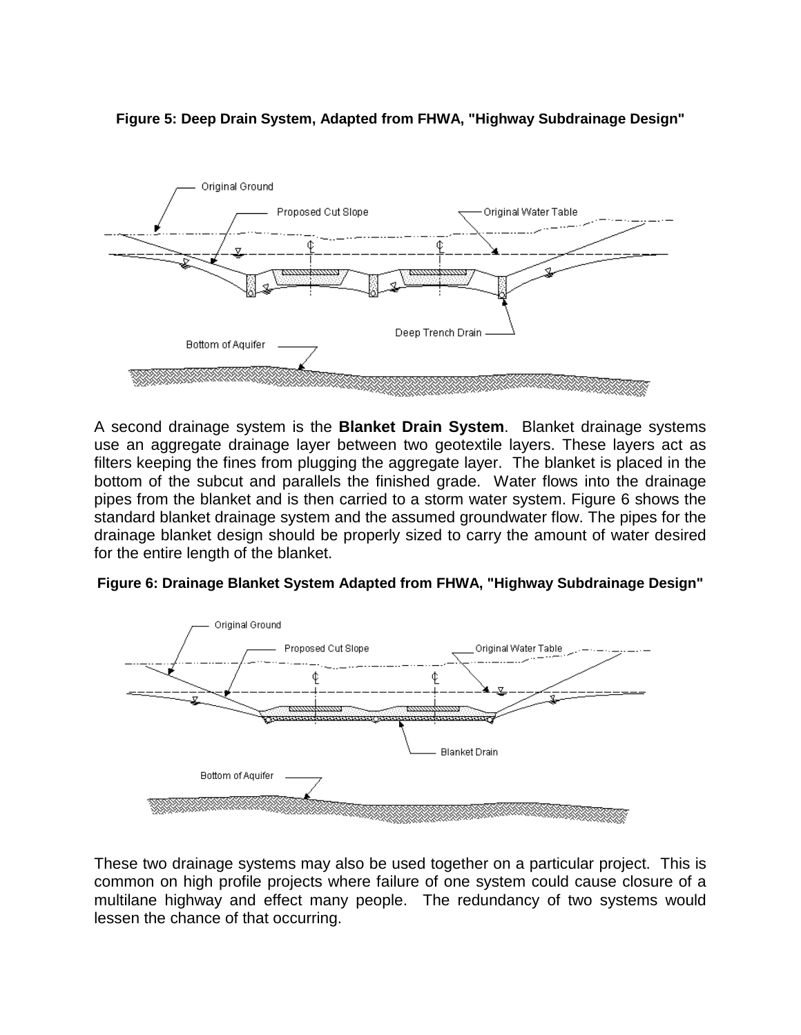**Figure 5: Deep Drain System, Adapted from FHWA, "Highway Subdrainage Design"**

Original Ground

Proposed Cut Slope

Original Water Table

Deep Trench Drain

Bottom of Aquifer

A second drainage system is the **Blanket Drain System**. Blanket drainage systems use an aggregate drainage layer between two geotextile layers. These layers act as filters keeping the fines from plugging the aggregate layer. The blanket is placed in the bottom of the subcut and parallels the finished grade. Water flows into the drainage pipes from the blanket and is then carried to a storm water system. Figure 6 shows the standard blanket drainage system and the assumed groundwater flow. The pipes for the drainage blanket design should be properly sized to carry the amount of water desired for the entire length of the blanket.

**Figure 6: Drainage Blanket System Adapted from FHWA, "Highway Subdrainage Design"**

Original Ground

Proposed Cut Slope

Original Water Table

Blanket Drain

Bottom of Aquifer

These two drainage systems may also be used together on a particular project. This is common on high profile projects where failure of one system could cause closure of a multilane highway and effect many people. The redundancy of two systems would lessen the chance of that occurring.